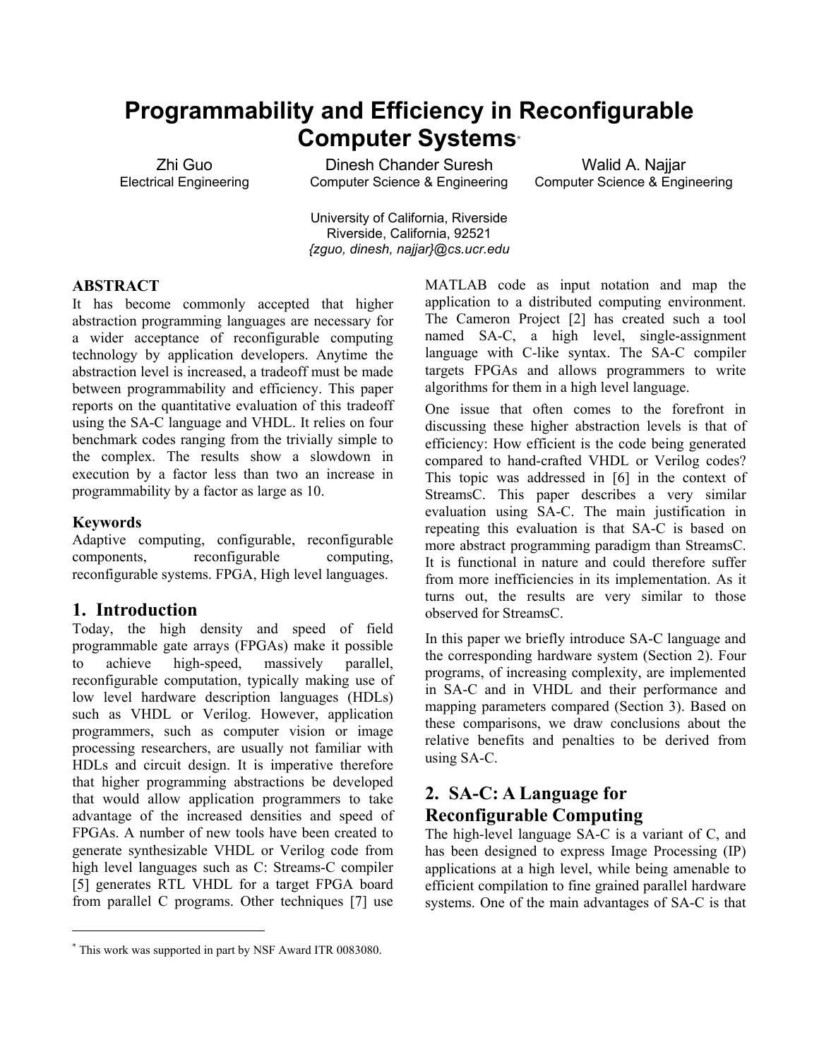# Programmability and Efficiency in Reconfigurable Computer Systems*

Zhi Guo
Electrical Engineering

Dinesh Chander Suresh
Computer Science & Engineering

Walid A. Najjar
Computer Science & Engineering

University of California, Riverside
Riverside, California, 92521
*{zguo, dinesh, najjar}@cs.ucr.edu*

## ABSTRACT

It has become commonly accepted that higher abstraction programming languages are necessary for a wider acceptance of reconfigurable computing technology by application developers. Anytime the abstraction level is increased, a tradeoff must be made between programmability and efficiency. This paper reports on the quantitative evaluation of this tradeoff using the SA-C language and VHDL. It relies on four benchmark codes ranging from the trivially simple to the complex. The results show a slowdown in execution by a factor less than two an increase in programmability by a factor as large as 10.

### Keywords

Adaptive computing, configurable, reconfigurable components, reconfigurable computing, reconfigurable systems. FPGA, High level languages.

## 1. Introduction

Today, the high density and speed of field programmable gate arrays (FPGAs) make it possible to achieve high-speed, massively parallel, reconfigurable computation, typically making use of low level hardware description languages (HDLs) such as VHDL or Verilog. However, application programmers, such as computer vision or image processing researchers, are usually not familiar with HDLs and circuit design. It is imperative therefore that higher programming abstractions be developed that would allow application programmers to take advantage of the increased densities and speed of FPGAs. A number of new tools have been created to generate synthesizable VHDL or Verilog code from high level languages such as C: Streams-C compiler [5] generates RTL VHDL for a target FPGA board from parallel C programs. Other techniques [7] use MATLAB code as input notation and map the application to a distributed computing environment. The Cameron Project [2] has created such a tool named SA-C, a high level, single-assignment language with C-like syntax. The SA-C compiler targets FPGAs and allows programmers to write algorithms for them in a high level language.

One issue that often comes to the forefront in discussing these higher abstraction levels is that of efficiency: How efficient is the code being generated compared to hand-crafted VHDL or Verilog codes? This topic was addressed in [6] in the context of StreamsC. This paper describes a very similar evaluation using SA-C. The main justification in repeating this evaluation is that SA-C is based on more abstract programming paradigm than StreamsC. It is functional in nature and could therefore suffer from more inefficiencies in its implementation. As it turns out, the results are very similar to those observed for StreamsC.

In this paper we briefly introduce SA-C language and the corresponding hardware system (Section 2). Four programs, of increasing complexity, are implemented in SA-C and in VHDL and their performance and mapping parameters compared (Section 3). Based on these comparisons, we draw conclusions about the relative benefits and penalties to be derived from using SA-C.

## 2. SA-C: A Language for Reconfigurable Computing

The high-level language SA-C is a variant of C, and has been designed to express Image Processing (IP) applications at a high level, while being amenable to efficient compilation to fine grained parallel hardware systems. One of the main advantages of SA-C is that

* This work was supported in part by NSF Award ITR 0083080.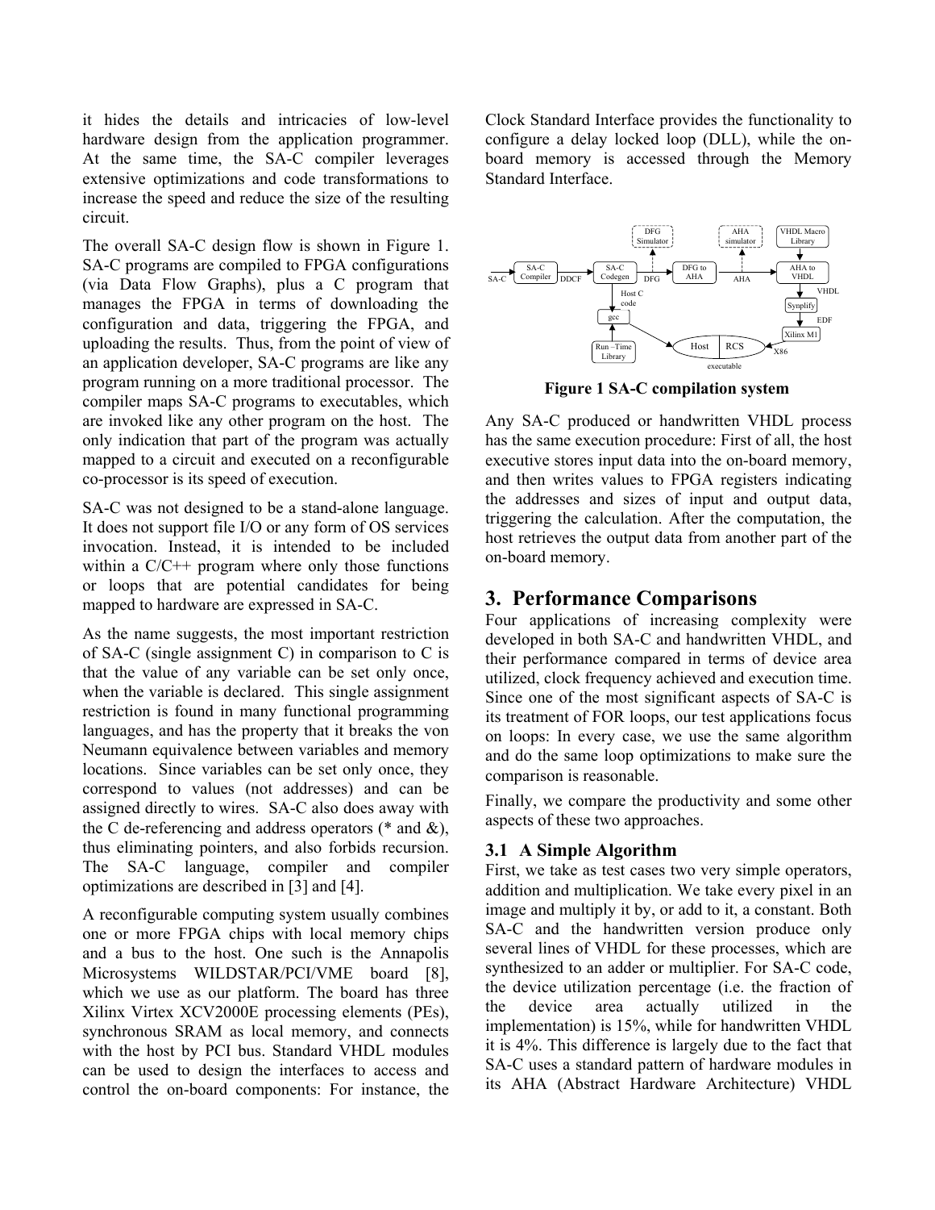it hides the details and intricacies of low-level hardware design from the application programmer. At the same time, the SA-C compiler leverages extensive optimizations and code transformations to increase the speed and reduce the size of the resulting circuit.

The overall SA-C design flow is shown in Figure 1. SA-C programs are compiled to FPGA configurations (via Data Flow Graphs), plus a C program that manages the FPGA in terms of downloading the configuration and data, triggering the FPGA, and uploading the results. Thus, from the point of view of an application developer, SA-C programs are like any program running on a more traditional processor. The compiler maps SA-C programs to executables, which are invoked like any other program on the host. The only indication that part of the program was actually mapped to a circuit and executed on a reconfigurable co-processor is its speed of execution.

SA-C was not designed to be a stand-alone language. It does not support file I/O or any form of OS services invocation. Instead, it is intended to be included within a C/C++ program where only those functions or loops that are potential candidates for being mapped to hardware are expressed in SA-C.

As the name suggests, the most important restriction of SA-C (single assignment C) in comparison to C is that the value of any variable can be set only once, when the variable is declared. This single assignment restriction is found in many functional programming languages, and has the property that it breaks the von Neumann equivalence between variables and memory locations. Since variables can be set only once, they correspond to values (not addresses) and can be assigned directly to wires. SA-C also does away with the C de-referencing and address operators (* and &), thus eliminating pointers, and also forbids recursion. The SA-C language, compiler and compiler optimizations are described in [3] and [4].

A reconfigurable computing system usually combines one or more FPGA chips with local memory chips and a bus to the host. One such is the Annapolis Microsystems WILDSTAR/PCI/VME board [8], which we use as our platform. The board has three Xilinx Virtex XCV2000E processing elements (PEs), synchronous SRAM as local memory, and connects with the host by PCI bus. Standard VHDL modules can be used to design the interfaces to access and control the on-board components: For instance, the Clock Standard Interface provides the functionality to configure a delay locked loop (DLL), while the on-board memory is accessed through the Memory Standard Interface.

**Figure 1 SA-C compilation system**

Any SA-C produced or handwritten VHDL process has the same execution procedure: First of all, the host executive stores input data into the on-board memory, and then writes values to FPGA registers indicating the addresses and sizes of input and output data, triggering the calculation. After the computation, the host retrieves the output data from another part of the on-board memory.

## 3. Performance Comparisons

Four applications of increasing complexity were developed in both SA-C and handwritten VHDL, and their performance compared in terms of device area utilized, clock frequency achieved and execution time. Since one of the most significant aspects of SA-C is its treatment of FOR loops, our test applications focus on loops: In every case, we use the same algorithm and do the same loop optimizations to make sure the comparison is reasonable.

Finally, we compare the productivity and some other aspects of these two approaches.

### 3.1 A Simple Algorithm

First, we take as test cases two very simple operators, addition and multiplication. We take every pixel in an image and multiply it by, or add to it, a constant. Both SA-C and the handwritten version produce only several lines of VHDL for these processes, which are synthesized to an adder or multiplier. For SA-C code, the device utilization percentage (i.e. the fraction of the device area actually utilized in the implementation) is 15%, while for handwritten VHDL it is 4%. This difference is largely due to the fact that SA-C uses a standard pattern of hardware modules in its AHA (Abstract Hardware Architecture) VHDL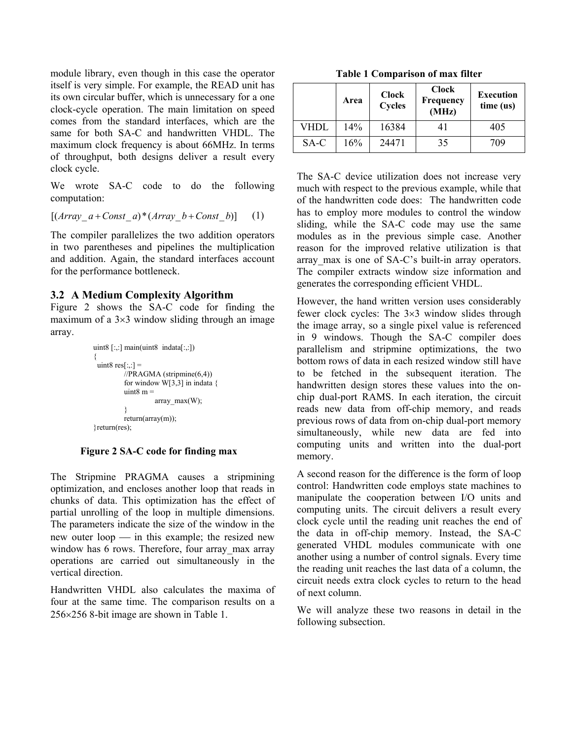module library, even though in this case the operator itself is very simple. For example, the READ unit has its own circular buffer, which is unnecessary for a one clock-cycle operation. The main limitation on speed comes from the standard interfaces, which are the same for both SA-C and handwritten VHDL. The maximum clock frequency is about 66MHz. In terms of throughput, both designs deliver a result every clock cycle.

We wrote SA-C code to do the following computation:

$$[(Array\_a + Const\_a) * (Array\_b + Const\_b)] \quad (1)$$

The compiler parallelizes the two addition operators in two parentheses and pipelines the multiplication and addition. Again, the standard interfaces account for the performance bottleneck.

### 3.2 A Medium Complexity Algorithm

Figure 2 shows the SA-C code for finding the maximum of a 3×3 window sliding through an image array.

```
uint8 [:,:] main(uint8  indata[:,:])
{
  uint8 res[:,:] =
        //PRAGMA (stripmine(6,4))
        for window W[3,3] in indata {
        uint8 m =
                array_max(W);
        }
        return(array(m));
}return(res);
```

**Figure 2 SA-C code for finding max**

The Stripmine PRAGMA causes a stripmining optimization, and encloses another loop that reads in chunks of data. This optimization has the effect of partial unrolling of the loop in multiple dimensions. The parameters indicate the size of the window in the new outer loop — in this example; the resized new window has 6 rows. Therefore, four array_max array operations are carried out simultaneously in the vertical direction.

Handwritten VHDL also calculates the maxima of four at the same time. The comparison results on a 256×256 8-bit image are shown in Table 1.

**Table 1 Comparison of max filter**

| | Area | Clock Cycles | Clock Frequency (MHz) | Execution time (us) |
|---|---|---|---|---|
| VHDL | 14% | 16384 | 41 | 405 |
| SA-C | 16% | 24471 | 35 | 709 |

The SA-C device utilization does not increase very much with respect to the previous example, while that of the handwritten code does: The handwritten code has to employ more modules to control the window sliding, while the SA-C code may use the same modules as in the previous simple case. Another reason for the improved relative utilization is that array_max is one of SA-C's built-in array operators. The compiler extracts window size information and generates the corresponding efficient VHDL.

However, the hand written version uses considerably fewer clock cycles: The 3×3 window slides through the image array, so a single pixel value is referenced in 9 windows. Though the SA-C compiler does parallelism and stripmine optimizations, the two bottom rows of data in each resized window still have to be fetched in the subsequent iteration. The handwritten design stores these values into the on-chip dual-port RAMS. In each iteration, the circuit reads new data from off-chip memory, and reads previous rows of data from on-chip dual-port memory simultaneously, while new data are fed into computing units and written into the dual-port memory.

A second reason for the difference is the form of loop control: Handwritten code employs state machines to manipulate the cooperation between I/O units and computing units. The circuit delivers a result every clock cycle until the reading unit reaches the end of the data in off-chip memory. Instead, the SA-C generated VHDL modules communicate with one another using a number of control signals. Every time the reading unit reaches the last data of a column, the circuit needs extra clock cycles to return to the head of next column.

We will analyze these two reasons in detail in the following subsection.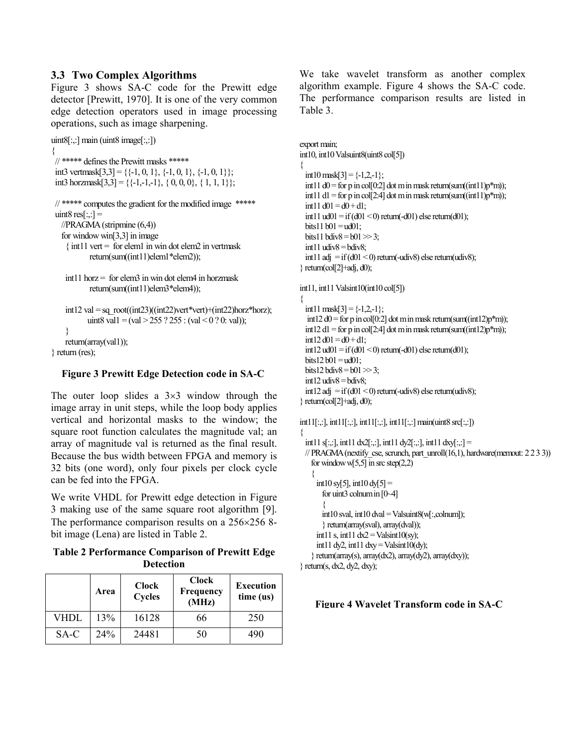### 3.3 Two Complex Algorithms

Figure 3 shows SA-C code for the Prewitt edge detector [Prewitt, 1970]. It is one of the very common edge detection operators used in image processing operations, such as image sharpening.

```
uint8[:,:] main (uint8 image[:,:])
{
  // ***** defines the Prewitt masks *****
  int3 vertmask[3,3] = {{-1, 0, 1}, {-1, 0, 1}, {-1, 0, 1}};
  int3 horzmask[3,3] = {{-1,-1,-1}, { 0, 0, 0}, { 1, 1, 1}};

  // ***** computes the gradient for the modified image  *****
  uint8 res[:,:] =
    //PRAGMA (stripmine (6,4))
    for window win[3,3] in image
     { int11 vert =  for elem1 in win dot elem2 in vertmask
             return(sum((int11)elem1*elem2));

      int11 horz =  for elem3 in win dot elem4 in horzmask
             return(sum((int11)elem3*elem4));

      int12 val = sq_root((int23)((int22)vert*vert)+(int22)horz*horz);
             uint8 val1 = (val > 255 ? 255 : (val < 0 ? 0: val));
      }
      return(array(val1));
} return (res);
```

**Figure 3 Prewitt Edge Detection code in SA-C**

The outer loop slides a 3×3 window through the image array in unit steps, while the loop body applies vertical and horizontal masks to the window; the square root function calculates the magnitude val; an array of magnitude val is returned as the final result. Because the bus width between FPGA and memory is 32 bits (one word), only four pixels per clock cycle can be fed into the FPGA.

We write VHDL for Prewitt edge detection in Figure 3 making use of the same square root algorithm [9]. The performance comparison results on a 256×256 8-bit image (Lena) are listed in Table 2.

**Table 2 Performance Comparison of Prewitt Edge Detection**

| | Area | Clock Cycles | Clock Frequency (MHz) | Execution time (us) |
|---|---|---|---|---|
| VHDL | 13% | 16128 | 66 | 250 |
| SA-C | 24% | 24481 | 50 | 490 |

We take wavelet transform as another complex algorithm example. Figure 4 shows the SA-C code. The performance comparison results are listed in Table 3.

```
export main;
int10, int10 Valsuint8(uint8 col[5])
{
  int10 mask[3] = {-1,2,-1};
  int11 d0 = for p in col[0:2] dot m in mask return(sum((int11)p*m));
  int11 d1 = for p in col[2:4] dot m in mask return(sum((int11)p*m));
  int11 d01 = d0 + d1;
  int11 ud01 = if (d01 < 0) return(-d01) else return(d01);
  bits11 b01 = ud01;
  bits11 bdiv8 = b01 >> 3;
  int11 udiv8 = bdiv8;
  int11 adj  = if (d01 < 0) return(-udiv8) else return(udiv8);
} return(col[2]+adj, d0);

int11, int11 Valsint10(int10 col[5])
{
  int11 mask[3] = {-1,2,-1};
   int12 d0 = for p in col[0:2] dot m in mask return(sum((int12)p*m));
  int12 d1 = for p in col[2:4] dot m in mask return(sum((int12)p*m));
  int12 d01 = d0 + d1;
  int12 ud01 = if (d01 < 0) return(-d01) else return(d01);
  bits12 b01 = ud01;
  bits12 bdiv8 = b01 >> 3;
  int12 udiv8 = bdiv8;
  int12 adj  = if (d01 < 0) return(-udiv8) else return(udiv8);
} return(col[2]+adj, d0);

int11[:,:], int11[:,:], int11[:,:], int11[:,:] main(uint8 src[:,:])
{
  int11 s[:,:], int11 dx2[:,:], int11 dy2[:,:], int11 dxy[:,:] =
  // PRAGMA (nextify_cse, scrunch, part_unroll(16,1), hardware(memout: 2 2 3 3))
    for window w[5,5] in src step(2,2)
    {
      int10 sy[5], int10 dy[5] =
        for uint3 colnum in [0~4]
        {
        int10 sval, int10 dval = Valsuint8(w[:,colnum]);
        } return(array(sval), array(dval));
      int11 s, int11 dx2 = Valsint10(sy);
      int11 dy2, int11 dxy = Valsint10(dy);
    } return(array(s), array(dx2), array(dy2), array(dxy));
} return(s, dx2, dy2, dxy);
```

**Figure 4 Wavelet Transform code in SA-C**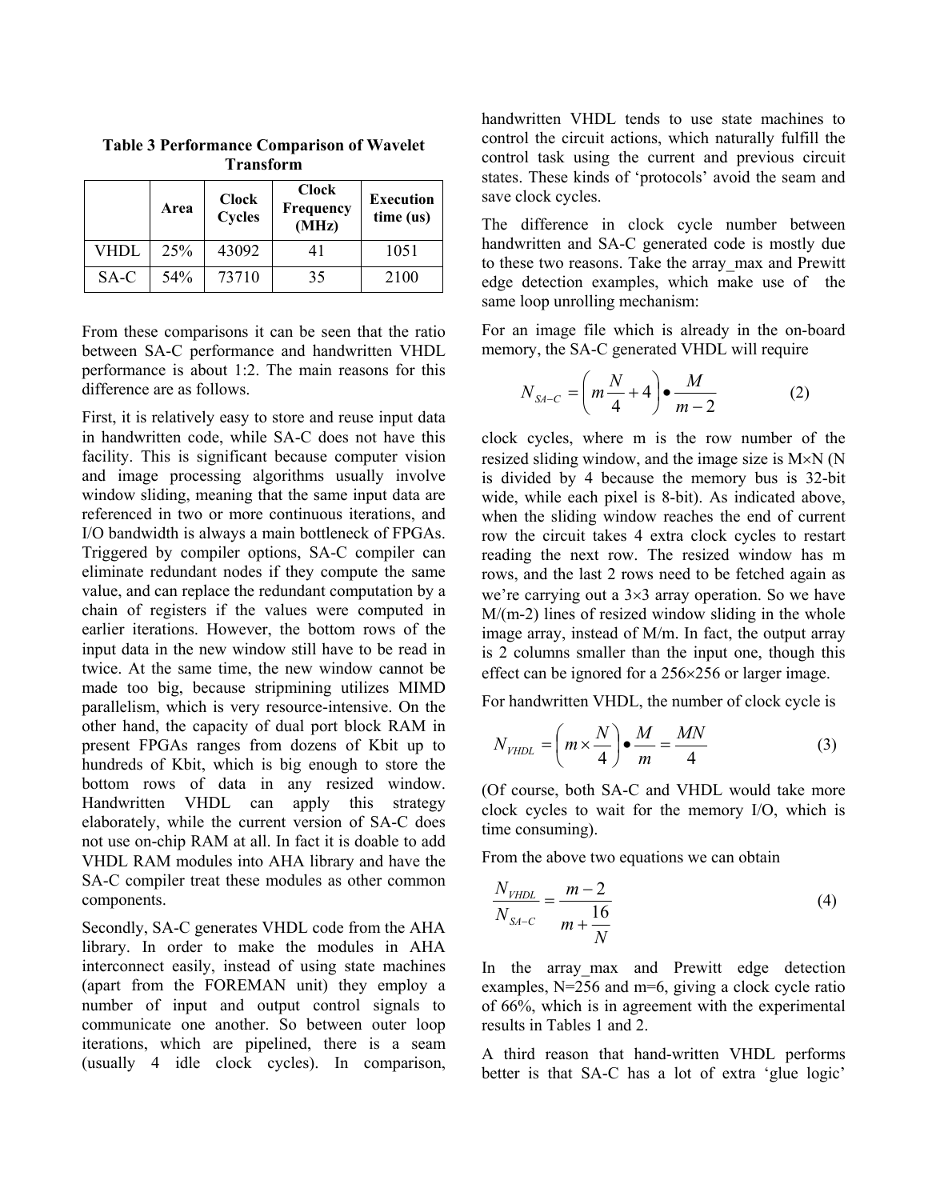**Table 3 Performance Comparison of Wavelet Transform**

| | Area | Clock Cycles | Clock Frequency (MHz) | Execution time (us) |
|---|---|---|---|---|
| VHDL | 25% | 43092 | 41 | 1051 |
| SA-C | 54% | 73710 | 35 | 2100 |

From these comparisons it can be seen that the ratio between SA-C performance and handwritten VHDL performance is about 1:2. The main reasons for this difference are as follows.

First, it is relatively easy to store and reuse input data in handwritten code, while SA-C does not have this facility. This is significant because computer vision and image processing algorithms usually involve window sliding, meaning that the same input data are referenced in two or more continuous iterations, and I/O bandwidth is always a main bottleneck of FPGAs. Triggered by compiler options, SA-C compiler can eliminate redundant nodes if they compute the same value, and can replace the redundant computation by a chain of registers if the values were computed in earlier iterations. However, the bottom rows of the input data in the new window still have to be read in twice. At the same time, the new window cannot be made too big, because stripmining utilizes MIMD parallelism, which is very resource-intensive. On the other hand, the capacity of dual port block RAM in present FPGAs ranges from dozens of Kbit up to hundreds of Kbit, which is big enough to store the bottom rows of data in any resized window. Handwritten VHDL can apply this strategy elaborately, while the current version of SA-C does not use on-chip RAM at all. In fact it is doable to add VHDL RAM modules into AHA library and have the SA-C compiler treat these modules as other common components.

Secondly, SA-C generates VHDL code from the AHA library. In order to make the modules in AHA interconnect easily, instead of using state machines (apart from the FOREMAN unit) they employ a number of input and output control signals to communicate one another. So between outer loop iterations, which are pipelined, there is a seam (usually 4 idle clock cycles). In comparison, handwritten VHDL tends to use state machines to control the circuit actions, which naturally fulfill the control task using the current and previous circuit states. These kinds of 'protocols' avoid the seam and save clock cycles.

The difference in clock cycle number between handwritten and SA-C generated code is mostly due to these two reasons. Take the array_max and Prewitt edge detection examples, which make use of the same loop unrolling mechanism:

For an image file which is already in the on-board memory, the SA-C generated VHDL will require

$$N_{SA-C} = \left( m\frac{N}{4} + 4 \right) \bullet \frac{M}{m-2} \qquad (2)$$

clock cycles, where m is the row number of the resized sliding window, and the image size is M×N (N is divided by 4 because the memory bus is 32-bit wide, while each pixel is 8-bit). As indicated above, when the sliding window reaches the end of current row the circuit takes 4 extra clock cycles to restart reading the next row. The resized window has m rows, and the last 2 rows need to be fetched again as we're carrying out a 3×3 array operation. So we have M/(m-2) lines of resized window sliding in the whole image array, instead of M/m. In fact, the output array is 2 columns smaller than the input one, though this effect can be ignored for a 256×256 or larger image.

For handwritten VHDL, the number of clock cycle is

$$N_{VHDL} = \left( m \times \frac{N}{4} \right) \bullet \frac{M}{m} = \frac{MN}{4} \qquad (3)$$

(Of course, both SA-C and VHDL would take more clock cycles to wait for the memory I/O, which is time consuming).

From the above two equations we can obtain

$$\frac{N_{VHDL}}{N_{SA-C}} = \frac{m-2}{m + \dfrac{16}{N}} \qquad (4)$$

In the array_max and Prewitt edge detection examples, N=256 and m=6, giving a clock cycle ratio of 66%, which is in agreement with the experimental results in Tables 1 and 2.

A third reason that hand-written VHDL performs better is that SA-C has a lot of extra 'glue logic'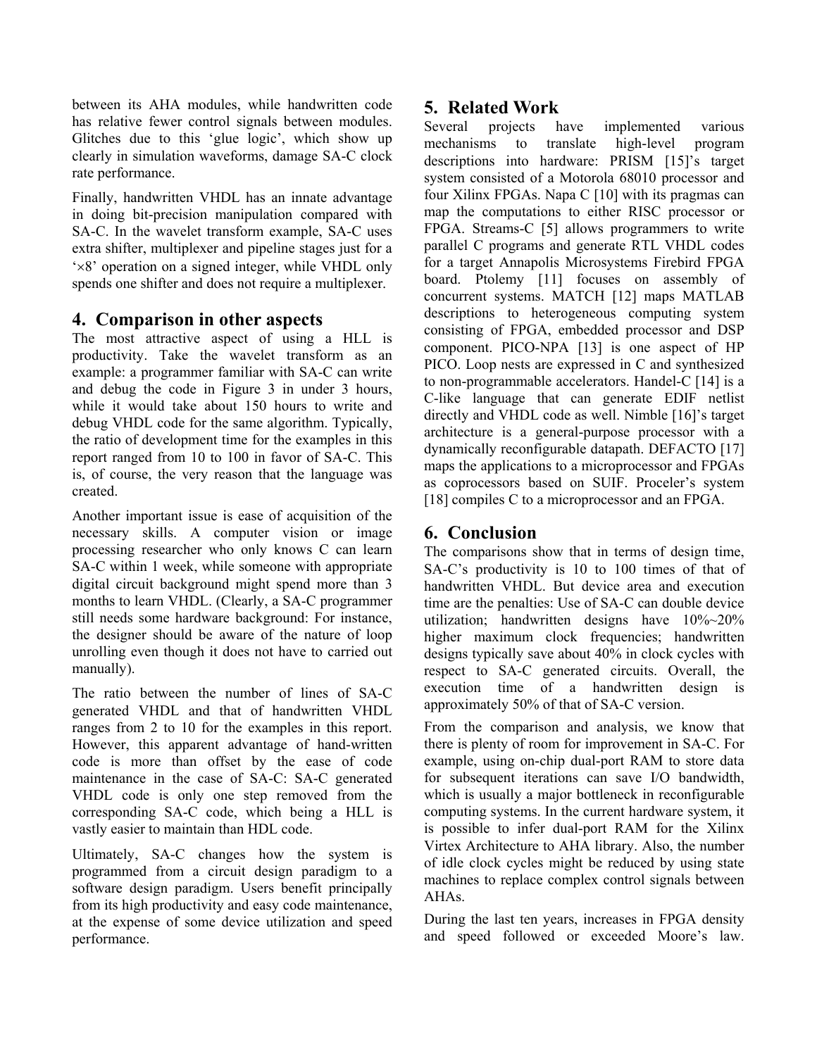between its AHA modules, while handwritten code has relative fewer control signals between modules. Glitches due to this 'glue logic', which show up clearly in simulation waveforms, damage SA-C clock rate performance.

Finally, handwritten VHDL has an innate advantage in doing bit-precision manipulation compared with SA-C. In the wavelet transform example, SA-C uses extra shifter, multiplexer and pipeline stages just for a '×8' operation on a signed integer, while VHDL only spends one shifter and does not require a multiplexer.

## 4. Comparison in other aspects

The most attractive aspect of using a HLL is productivity. Take the wavelet transform as an example: a programmer familiar with SA-C can write and debug the code in Figure 3 in under 3 hours, while it would take about 150 hours to write and debug VHDL code for the same algorithm. Typically, the ratio of development time for the examples in this report ranged from 10 to 100 in favor of SA-C. This is, of course, the very reason that the language was created.

Another important issue is ease of acquisition of the necessary skills. A computer vision or image processing researcher who only knows C can learn SA-C within 1 week, while someone with appropriate digital circuit background might spend more than 3 months to learn VHDL. (Clearly, a SA-C programmer still needs some hardware background: For instance, the designer should be aware of the nature of loop unrolling even though it does not have to carried out manually).

The ratio between the number of lines of SA-C generated VHDL and that of handwritten VHDL ranges from 2 to 10 for the examples in this report. However, this apparent advantage of hand-written code is more than offset by the ease of code maintenance in the case of SA-C: SA-C generated VHDL code is only one step removed from the corresponding SA-C code, which being a HLL is vastly easier to maintain than HDL code.

Ultimately, SA-C changes how the system is programmed from a circuit design paradigm to a software design paradigm. Users benefit principally from its high productivity and easy code maintenance, at the expense of some device utilization and speed performance.

## 5. Related Work

Several projects have implemented various mechanisms to translate high-level program descriptions into hardware: PRISM [15]'s target system consisted of a Motorola 68010 processor and four Xilinx FPGAs. Napa C [10] with its pragmas can map the computations to either RISC processor or FPGA. Streams-C [5] allows programmers to write parallel C programs and generate RTL VHDL codes for a target Annapolis Microsystems Firebird FPGA board. Ptolemy [11] focuses on assembly of concurrent systems. MATCH [12] maps MATLAB descriptions to heterogeneous computing system consisting of FPGA, embedded processor and DSP component. PICO-NPA [13] is one aspect of HP PICO. Loop nests are expressed in C and synthesized to non-programmable accelerators. Handel-C [14] is a C-like language that can generate EDIF netlist directly and VHDL code as well. Nimble [16]'s target architecture is a general-purpose processor with a dynamically reconfigurable datapath. DEFACTO [17] maps the applications to a microprocessor and FPGAs as coprocessors based on SUIF. Proceler's system [18] compiles C to a microprocessor and an FPGA.

## 6. Conclusion

The comparisons show that in terms of design time, SA-C's productivity is 10 to 100 times of that of handwritten VHDL. But device area and execution time are the penalties: Use of SA-C can double device utilization; handwritten designs have 10%~20% higher maximum clock frequencies; handwritten designs typically save about 40% in clock cycles with respect to SA-C generated circuits. Overall, the execution time of a handwritten design is approximately 50% of that of SA-C version.

From the comparison and analysis, we know that there is plenty of room for improvement in SA-C. For example, using on-chip dual-port RAM to store data for subsequent iterations can save I/O bandwidth, which is usually a major bottleneck in reconfigurable computing systems. In the current hardware system, it is possible to infer dual-port RAM for the Xilinx Virtex Architecture to AHA library. Also, the number of idle clock cycles might be reduced by using state machines to replace complex control signals between AHAs.

During the last ten years, increases in FPGA density and speed followed or exceeded Moore's law.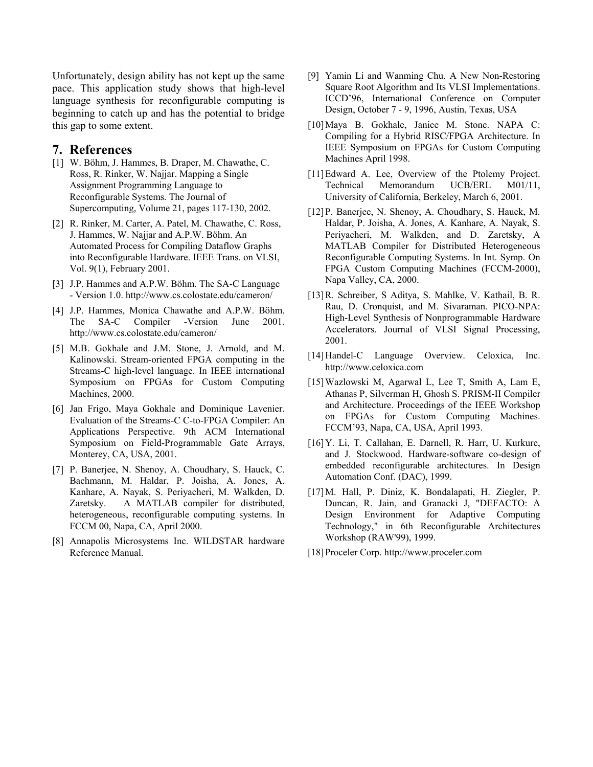Unfortunately, design ability has not kept up the same pace. This application study shows that high-level language synthesis for reconfigurable computing is beginning to catch up and has the potential to bridge this gap to some extent.

## 7. References

[1] W. Böhm, J. Hammes, B. Draper, M. Chawathe, C. Ross, R. Rinker, W. Najjar. Mapping a Single Assignment Programming Language to Reconfigurable Systems. The Journal of Supercomputing, Volume 21, pages 117-130, 2002.

[2] R. Rinker, M. Carter, A. Patel, M. Chawathe, C. Ross, J. Hammes, W. Najjar and A.P.W. Böhm. An Automated Process for Compiling Dataflow Graphs into Reconfigurable Hardware. IEEE Trans. on VLSI, Vol. 9(1), February 2001.

[3] J.P. Hammes and A.P.W. Böhm. The SA-C Language - Version 1.0. http://www.cs.colostate.edu/cameron/

[4] J.P. Hammes, Monica Chawathe and A.P.W. Böhm. The SA-C Compiler -Version June 2001. http://www.cs.colostate.edu/cameron/

[5] M.B. Gokhale and J.M. Stone, J. Arnold, and M. Kalinowski. Stream-oriented FPGA computing in the Streams-C high-level language. In IEEE international Symposium on FPGAs for Custom Computing Machines, 2000.

[6] Jan Frigo, Maya Gokhale and Dominique Lavenier. Evaluation of the Streams-C C-to-FPGA Compiler: An Applications Perspective. 9th ACM International Symposium on Field-Programmable Gate Arrays, Monterey, CA, USA, 2001.

[7] P. Banerjee, N. Shenoy, A. Choudhary, S. Hauck, C. Bachmann, M. Haldar, P. Joisha, A. Jones, A. Kanhare, A. Nayak, S. Periyacheri, M. Walkden, D. Zaretsky. A MATLAB compiler for distributed, heterogeneous, reconfigurable computing systems. In FCCM 00, Napa, CA, April 2000.

[8] Annapolis Microsystems Inc. WILDSTAR hardware Reference Manual.

[9] Yamin Li and Wanming Chu. A New Non-Restoring Square Root Algorithm and Its VLSI Implementations. ICCD'96, International Conference on Computer Design, October 7 - 9, 1996, Austin, Texas, USA

[10] Maya B. Gokhale, Janice M. Stone. NAPA C: Compiling for a Hybrid RISC/FPGA Architecture. In IEEE Symposium on FPGAs for Custom Computing Machines April 1998.

[11] Edward A. Lee, Overview of the Ptolemy Project. Technical Memorandum UCB/ERL M01/11, University of California, Berkeley, March 6, 2001.

[12] P. Banerjee, N. Shenoy, A. Choudhary, S. Hauck, M. Haldar, P. Joisha, A. Jones, A. Kanhare, A. Nayak, S. Periyacheri, M. Walkden, and D. Zaretsky, A MATLAB Compiler for Distributed Heterogeneous Reconfigurable Computing Systems. In Int. Symp. On FPGA Custom Computing Machines (FCCM-2000), Napa Valley, CA, 2000.

[13] R. Schreiber, S Aditya, S. Mahlke, V. Kathail, B. R. Rau, D. Cronquist, and M. Sivaraman. PICO-NPA: High-Level Synthesis of Nonprogrammable Hardware Accelerators. Journal of VLSI Signal Processing, 2001.

[14] Handel-C Language Overview. Celoxica, Inc. http://www.celoxica.com

[15] Wazlowski M, Agarwal L, Lee T, Smith A, Lam E, Athanas P, Silverman H, Ghosh S. PRISM-II Compiler and Architecture. Proceedings of the IEEE Workshop on FPGAs for Custom Computing Machines. FCCM'93, Napa, CA, USA, April 1993.

[16] Y. Li, T. Callahan, E. Darnell, R. Harr, U. Kurkure, and J. Stockwood. Hardware-software co-design of embedded reconfigurable architectures. In Design Automation Conf. (DAC), 1999.

[17] M. Hall, P. Diniz, K. Bondalapati, H. Ziegler, P. Duncan, R. Jain, and Granacki J, "DEFACTO: A Design Environment for Adaptive Computing Technology," in 6th Reconfigurable Architectures Workshop (RAW'99), 1999.

[18] Proceler Corp. http://www.proceler.com